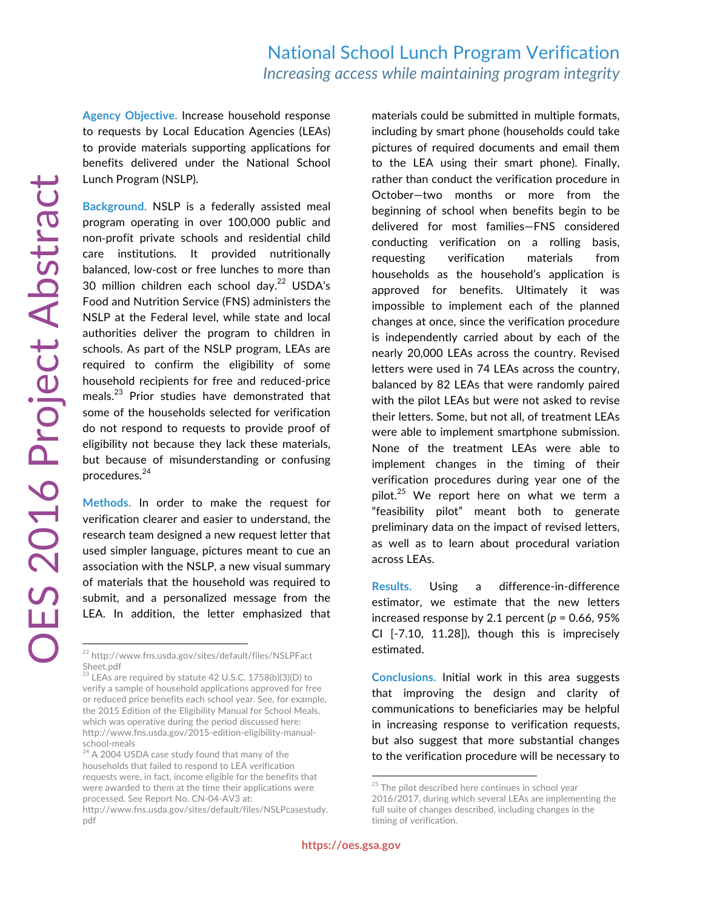# National School Lunch Program Verification

*Increasing access while maintaining program integrity*

OES 2016 Project Abstract

**Agency Objective.** Increase household response to requests by Local Education Agencies (LEAs) to provide materials supporting applications for benefits delivered under the National School Lunch Program (NSLP).

**Background.** NSLP is a federally assisted meal program operating in over 100,000 public and non-profit private schools and residential child care institutions. It provided nutritionally balanced, low-cost or free lunches to more than 30 million children each school day.[22] USDA's Food and Nutrition Service (FNS) administers the NSLP at the Federal level, while state and local authorities deliver the program to children in schools. As part of the NSLP program, LEAs are required to confirm the eligibility of some household recipients for free and reduced-price meals.[23] Prior studies have demonstrated that some of the households selected for verification do not respond to requests to provide proof of eligibility not because they lack these materials, but because of misunderstanding or confusing procedures.[24]

**Methods.** In order to make the request for verification clearer and easier to understand, the research team designed a new request letter that used simpler language, pictures meant to cue an association with the NSLP, a new visual summary of materials that the household was required to submit, and a personalized message from the LEA. In addition, the letter emphasized that materials could be submitted in multiple formats, including by smart phone (households could take pictures of required documents and email them to the LEA using their smart phone). Finally, rather than conduct the verification procedure in October—two months or more from the beginning of school when benefits begin to be delivered for most families—FNS considered conducting verification on a rolling basis, requesting verification materials from households as the household's application is approved for benefits. Ultimately it was impossible to implement each of the planned changes at once, since the verification procedure is independently carried about by each of the nearly 20,000 LEAs across the country. Revised letters were used in 74 LEAs across the country, balanced by 82 LEAs that were randomly paired with the pilot LEAs but were not asked to revise their letters. Some, but not all, of treatment LEAs were able to implement smartphone submission. None of the treatment LEAs were able to implement changes in the timing of their verification procedures during year one of the pilot.[25] We report here on what we term a "feasibility pilot" meant both to generate preliminary data on the impact of revised letters, as well as to learn about procedural variation across LEAs.

**Results.** Using a difference-in-difference estimator, we estimate that the new letters increased response by 2.1 percent ($p$ = 0.66, 95% CI [-7.10, 11.28]), though this is imprecisely estimated.

**Conclusions.** Initial work in this area suggests that improving the design and clarity of communications to beneficiaries may be helpful in increasing response to verification requests, but also suggest that more substantial changes to the verification procedure will be necessary to

---

[22] http://www.fns.usda.gov/sites/default/files/NSLPFactSheet.pdf

[23] LEAs are required by statute 42 U.S.C. 1758(b)(3)(D) to verify a sample of household applications approved for free or reduced price benefits each school year. See, for example, the 2015 Edition of the Eligibility Manual for School Meals, which was operative during the period discussed here: http://www.fns.usda.gov/2015-edition-eligibility-manual-school-meals

[24] A 2004 USDA case study found that many of the households that failed to respond to LEA verification requests were, in fact, income eligible for the benefits that were awarded to them at the time their applications were processed. See Report No. CN-04-AV3 at: http://www.fns.usda.gov/sites/default/files/NSLPcasestudy.pdf

[25] The pilot described here continues in school year 2016/2017, during which several LEAs are implementing the full suite of changes described, including changes in the timing of verification.

https://oes.gsa.gov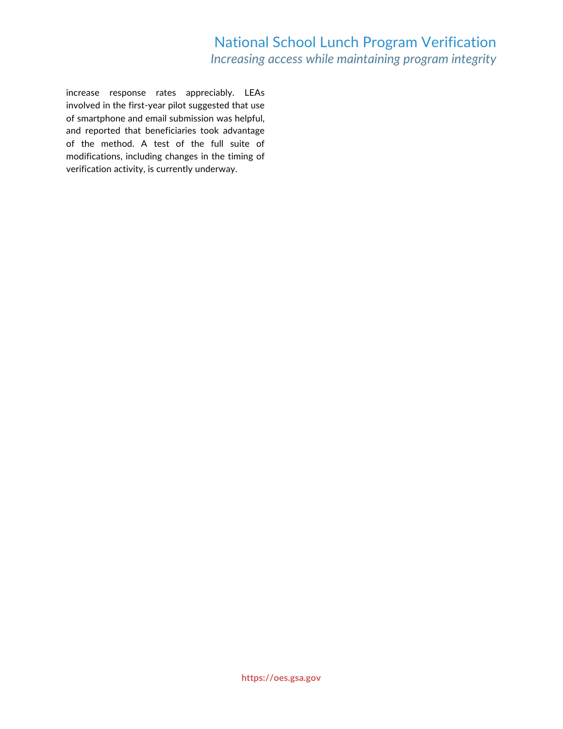increase response rates appreciably. LEAs involved in the first-year pilot suggested that use of smartphone and email submission was helpful, and reported that beneficiaries took advantage of the method. A test of the full suite of modifications, including changes in the timing of verification activity, is currently underway.